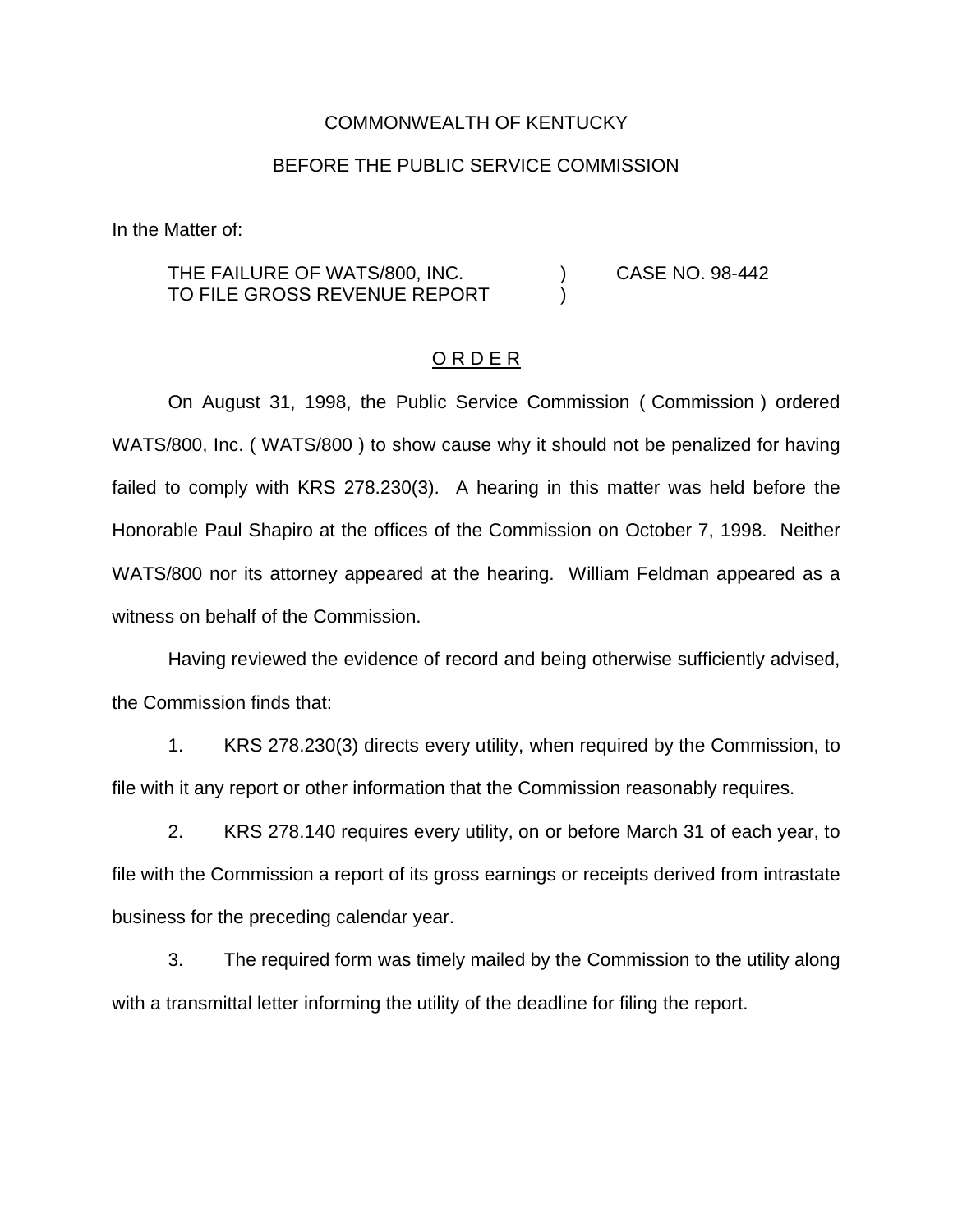COMMONWEALTH OF KENTUCKY

BEFORE THE PUBLIC SERVICE COMMISSION

In the Matter of:

THE FAILURE OF WATS/800, INC. TO FILE GROSS REVENUE REPORT ) CASE NO. 98-442

O R D E R

On August 31, 1998, the Public Service Commission ( Commission ) ordered WATS/800, Inc. ( WATS/800 ) to show cause why it should not be penalized for having failed to comply with KRS 278.230(3). A hearing in this matter was held before the Honorable Paul Shapiro at the offices of the Commission on October 7, 1998. Neither WATS/800 nor its attorney appeared at the hearing. William Feldman appeared as a witness on behalf of the Commission.

Having reviewed the evidence of record and being otherwise sufficiently advised, the Commission finds that:

1. KRS 278.230(3) directs every utility, when required by the Commission, to file with it any report or other information that the Commission reasonably requires.

2. KRS 278.140 requires every utility, on or before March 31 of each year, to file with the Commission a report of its gross earnings or receipts derived from intrastate business for the preceding calendar year.

3. The required form was timely mailed by the Commission to the utility along with a transmittal letter informing the utility of the deadline for filing the report.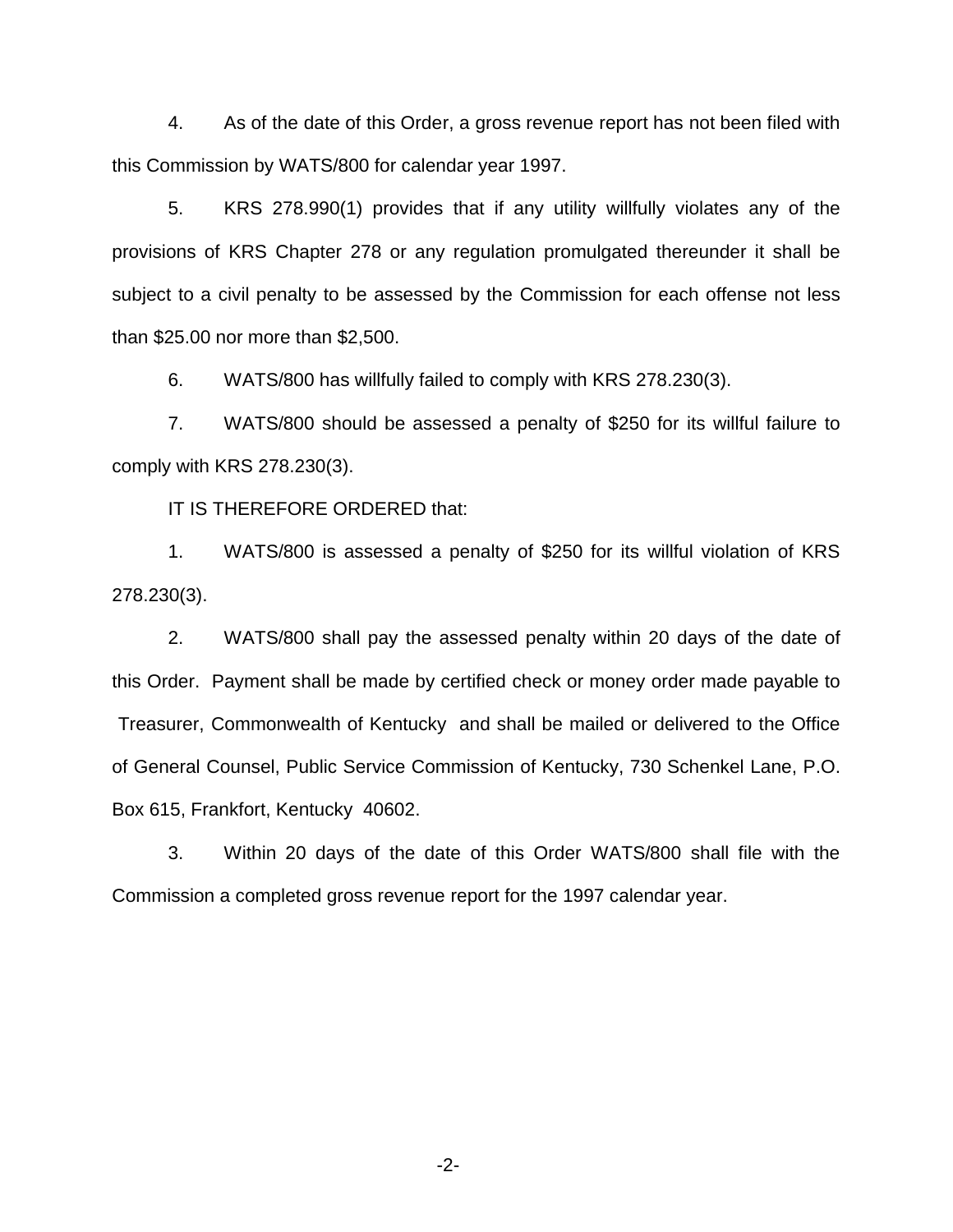4. As of the date of this Order, a gross revenue report has not been filed with this Commission by WATS/800 for calendar year 1997.

5. KRS 278.990(1) provides that if any utility willfully violates any of the provisions of KRS Chapter 278 or any regulation promulgated thereunder it shall be subject to a civil penalty to be assessed by the Commission for each offense not less than $25.00 nor more than $2,500.

6. WATS/800 has willfully failed to comply with KRS 278.230(3).

7. WATS/800 should be assessed a penalty of $250 for its willful failure to comply with KRS 278.230(3).

IT IS THEREFORE ORDERED that:

1. WATS/800 is assessed a penalty of $250 for its willful violation of KRS 278.230(3).

2. WATS/800 shall pay the assessed penalty within 20 days of the date of this Order. Payment shall be made by certified check or money order made payable to Treasurer, Commonwealth of Kentucky and shall be mailed or delivered to the Office of General Counsel, Public Service Commission of Kentucky, 730 Schenkel Lane, P.O. Box 615, Frankfort, Kentucky 40602.

3. Within 20 days of the date of this Order WATS/800 shall file with the Commission a completed gross revenue report for the 1997 calendar year.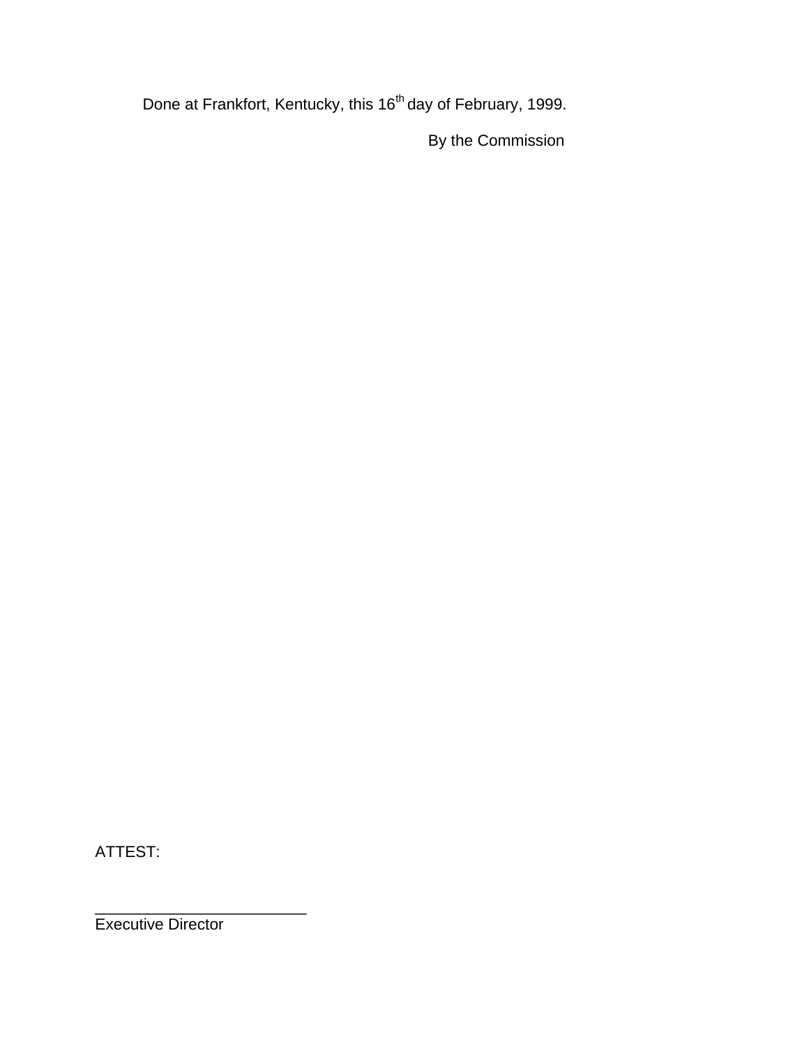Done at Frankfort, Kentucky, this 16th day of February, 1999.

By the Commission

ATTEST:

________________________

Executive Director